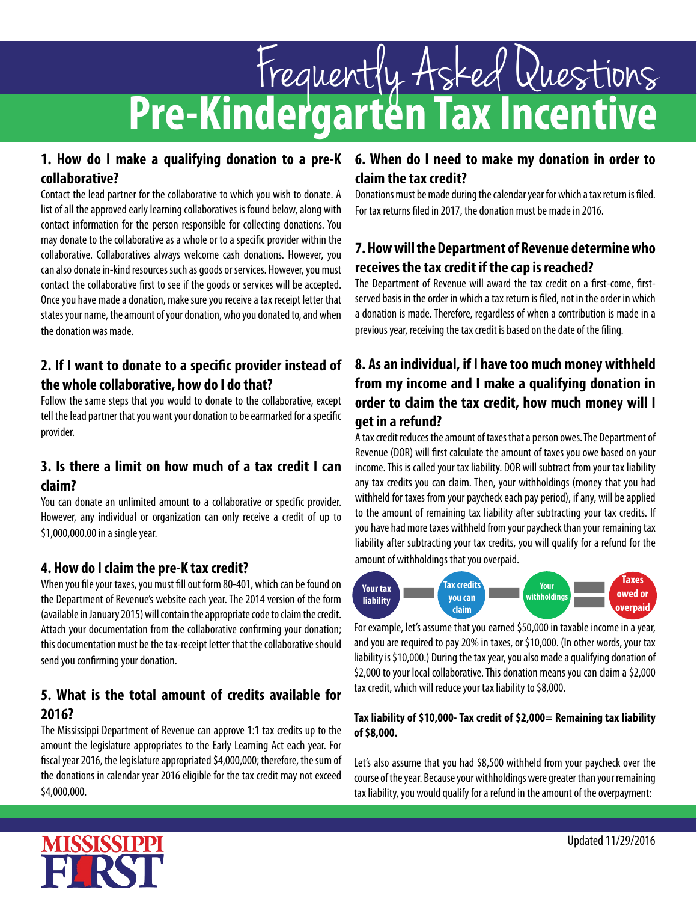# Frequently Asked Questions
# Pre-Kindergarten Tax Incentive

### 1. How do I make a qualifying donation to a pre-K collaborative?

Contact the lead partner for the collaborative to which you wish to donate. A list of all the approved early learning collaboratives is found below, along with contact information for the person responsible for collecting donations. You may donate to the collaborative as a whole or to a specific provider within the collaborative. Collaboratives always welcome cash donations. However, you can also donate in-kind resources such as goods or services. However, you must contact the collaborative first to see if the goods or services will be accepted. Once you have made a donation, make sure you receive a tax receipt letter that states your name, the amount of your donation, who you donated to, and when the donation was made.

### 2. If I want to donate to a specific provider instead of the whole collaborative, how do I do that?

Follow the same steps that you would to donate to the collaborative, except tell the lead partner that you want your donation to be earmarked for a specific provider.

### 3. Is there a limit on how much of a tax credit I can claim?

You can donate an unlimited amount to a collaborative or specific provider. However, any individual or organization can only receive a credit of up to $1,000,000.00 in a single year.

### 4. How do I claim the pre-K tax credit?

When you file your taxes, you must fill out form 80-401, which can be found on the Department of Revenue's website each year. The 2014 version of the form (available in January 2015) will contain the appropriate code to claim the credit. Attach your documentation from the collaborative confirming your donation; this documentation must be the tax-receipt letter that the collaborative should send you confirming your donation.

### 5. What is the total amount of credits available for 2016?

The Mississippi Department of Revenue can approve 1:1 tax credits up to the amount the legislature appropriates to the Early Learning Act each year. For fiscal year 2016, the legislature appropriated $4,000,000; therefore, the sum of the donations in calendar year 2016 eligible for the tax credit may not exceed $4,000,000.

### 6. When do I need to make my donation in order to claim the tax credit?

Donations must be made during the calendar year for which a tax return is filed. For tax returns filed in 2017, the donation must be made in 2016.

### 7. How will the Department of Revenue determine who receives the tax credit if the cap is reached?

The Department of Revenue will award the tax credit on a first-come, first-served basis in the order in which a tax return is filed, not in the order in which a donation is made. Therefore, regardless of when a contribution is made in a previous year, receiving the tax credit is based on the date of the filing.

### 8. As an individual, if I have too much money withheld from my income and I make a qualifying donation in order to claim the tax credit, how much money will I get in a refund?

A tax credit reduces the amount of taxes that a person owes. The Department of Revenue (DOR) will first calculate the amount of taxes you owe based on your income. This is called your tax liability. DOR will subtract from your tax liability any tax credits you can claim. Then, your withholdings (money that you had withheld for taxes from your paycheck each pay period), if any, will be applied to the amount of remaining tax liability after subtracting your tax credits. If you have had more taxes withheld from your paycheck than your remaining tax liability after subtracting your tax credits, you will qualify for a refund for the amount of withholdings that you overpaid.

Your tax liability − Tax credits you can claim − Your withholdings = Taxes owed or overpaid

For example, let's assume that you earned $50,000 in taxable income in a year, and you are required to pay 20% in taxes, or $10,000. (In other words, your tax liability is $10,000.) During the tax year, you also made a qualifying donation of $2,000 to your local collaborative. This donation means you can claim a $2,000 tax credit, which will reduce your tax liability to $8,000.

**Tax liability of $10,000- Tax credit of $2,000= Remaining tax liability of $8,000.**

Let's also assume that you had $8,500 withheld from your paycheck over the course of the year. Because your withholdings were greater than your remaining tax liability, you would qualify for a refund in the amount of the overpayment:

Updated 11/29/2016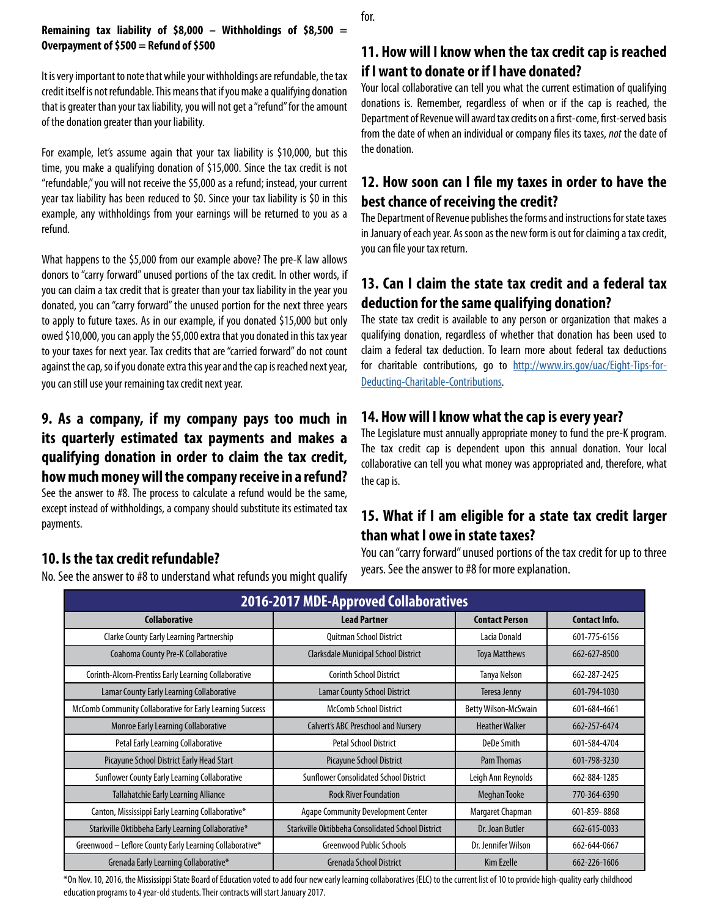**Remaining tax liability of $8,000 – Withholdings of $8,500 = Overpayment of $500 = Refund of $500**

It is very important to note that while your withholdings are refundable, the tax credit itself is not refundable. This means that if you make a qualifying donation that is greater than your tax liability, you will not get a "refund" for the amount of the donation greater than your liability.

For example, let's assume again that your tax liability is $10,000, but this time, you make a qualifying donation of $15,000. Since the tax credit is not "refundable," you will not receive the $5,000 as a refund; instead, your current year tax liability has been reduced to $0. Since your tax liability is $0 in this example, any withholdings from your earnings will be returned to you as a refund.

What happens to the $5,000 from our example above? The pre-K law allows donors to "carry forward" unused portions of the tax credit. In other words, if you can claim a tax credit that is greater than your tax liability in the year you donated, you can "carry forward" the unused portion for the next three years to apply to future taxes. As in our example, if you donated $15,000 but only owed $10,000, you can apply the $5,000 extra that you donated in this tax year to your taxes for next year. Tax credits that are "carried forward" do not count against the cap, so if you donate extra this year and the cap is reached next year, you can still use your remaining tax credit next year.

## 9. As a company, if my company pays too much in its quarterly estimated tax payments and makes a qualifying donation in order to claim the tax credit, how much money will the company receive in a refund?

See the answer to #8. The process to calculate a refund would be the same, except instead of withholdings, a company should substitute its estimated tax payments.

## 10. Is the tax credit refundable?

No. See the answer to #8 to understand what refunds you might qualify for.

## 11. How will I know when the tax credit cap is reached if I want to donate or if I have donated?

Your local collaborative can tell you what the current estimation of qualifying donations is. Remember, regardless of when or if the cap is reached, the Department of Revenue will award tax credits on a first-come, first-served basis from the date of when an individual or company files its taxes, *not* the date of the donation.

## 12. How soon can I file my taxes in order to have the best chance of receiving the credit?

The Department of Revenue publishes the forms and instructions for state taxes in January of each year. As soon as the new form is out for claiming a tax credit, you can file your tax return.

## 13. Can I claim the state tax credit and a federal tax deduction for the same qualifying donation?

The state tax credit is available to any person or organization that makes a qualifying donation, regardless of whether that donation has been used to claim a federal tax deduction. To learn more about federal tax deductions for charitable contributions, go to http://www.irs.gov/uac/Eight-Tips-for-Deducting-Charitable-Contributions.

## 14. How will I know what the cap is every year?

The Legislature must annually appropriate money to fund the pre-K program. The tax credit cap is dependent upon this annual donation. Your local collaborative can tell you what money was appropriated and, therefore, what the cap is.

## 15. What if I am eligible for a state tax credit larger than what I owe in state taxes?

You can "carry forward" unused portions of the tax credit for up to three years. See the answer to #8 for more explanation.

**2016-2017 MDE-Approved Collaboratives**

| Collaborative | Lead Partner | Contact Person | Contact Info. |
|---|---|---|---|
| Clarke County Early Learning Partnership | Quitman School District | Lacia Donald | 601-775-6156 |
| Coahoma County Pre-K Collaborative | Clarksdale Municipal School District | Toya Matthews | 662-627-8500 |
| Corinth-Alcorn-Prentiss Early Learning Collaborative | Corinth School District | Tanya Nelson | 662-287-2425 |
| Lamar County Early Learning Collaborative | Lamar County School District | Teresa Jenny | 601-794-1030 |
| McComb Community Collaborative for Early Learning Success | McComb School District | Betty Wilson-McSwain | 601-684-4661 |
| Monroe Early Learning Collaborative | Calvert's ABC Preschool and Nursery | Heather Walker | 662-257-6474 |
| Petal Early Learning Collaborative | Petal School District | DeDe Smith | 601-584-4704 |
| Picayune School District Early Head Start | Picayune School District | Pam Thomas | 601-798-3230 |
| Sunflower County Early Learning Collaborative | Sunflower Consolidated School District | Leigh Ann Reynolds | 662-884-1285 |
| Tallahatchie Early Learning Alliance | Rock River Foundation | Meghan Tooke | 770-364-6390 |
| Canton, Mississippi Early Learning Collaborative* | Agape Community Development Center | Margaret Chapman | 601-859- 8868 |
| Starkville Oktibbeha Early Learning Collaborative* | Starkville Oktibbeha Consolidated School District | Dr. Joan Butler | 662-615-0033 |
| Greenwood – Leflore County Early Learning Collaborative* | Greenwood Public Schools | Dr. Jennifer Wilson | 662-644-0667 |
| Grenada Early Learning Collaborative* | Grenada School District | Kim Ezelle | 662-226-1606 |

*On Nov. 10, 2016, the Mississippi State Board of Education voted to add four new early learning collaboratives (ELC) to the current list of 10 to provide high-quality early childhood education programs to 4 year-old students. Their contracts will start January 2017.